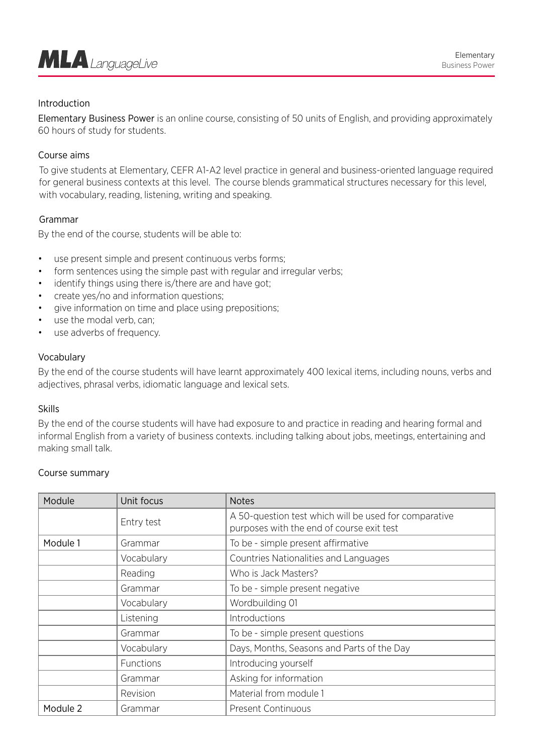## Introduction

Elementary Business Power is an online course, consisting of 50 units of English, and providing approximately 60 hours of study for students.

## Course aims

To give students at Elementary, CEFR A1-A2 level practice in general and business-oriented language required for general business contexts at this level. The course blends grammatical structures necessary for this level, with vocabulary, reading, listening, writing and speaking.

## Grammar

By the end of the course, students will be able to:

- use present simple and present continuous verbs forms;
- form sentences using the simple past with regular and irregular verbs;
- identify things using there is/there are and have got;
- create yes/no and information questions;
- give information on time and place using prepositions;
- use the modal verb, can;
- use adverbs of frequency.

## Vocabulary

By the end of the course students will have learnt approximately 400 lexical items, including nouns, verbs and adjectives, phrasal verbs, idiomatic language and lexical sets.

## Skills

By the end of the course students will have had exposure to and practice in reading and hearing formal and informal English from a variety of business contexts. including talking about jobs, meetings, entertaining and making small talk.

## Course summary

| Module | Unit focus | Notes |
| --- | --- | --- |
| | Entry test | A 50-question test which will be used for comparative purposes with the end of course exit test |
| Module 1 | Grammar | To be - simple present affirmative |
| | Vocabulary | Countries Nationalities and Languages |
| | Reading | Who is Jack Masters? |
| | Grammar | To be - simple present negative |
| | Vocabulary | Wordbuilding 01 |
| | Listening | Introductions |
| | Grammar | To be - simple present questions |
| | Vocabulary | Days, Months, Seasons and Parts of the Day |
| | Functions | Introducing yourself |
| | Grammar | Asking for information |
| | Revision | Material from module 1 |
| Module 2 | Grammar | Present Continuous |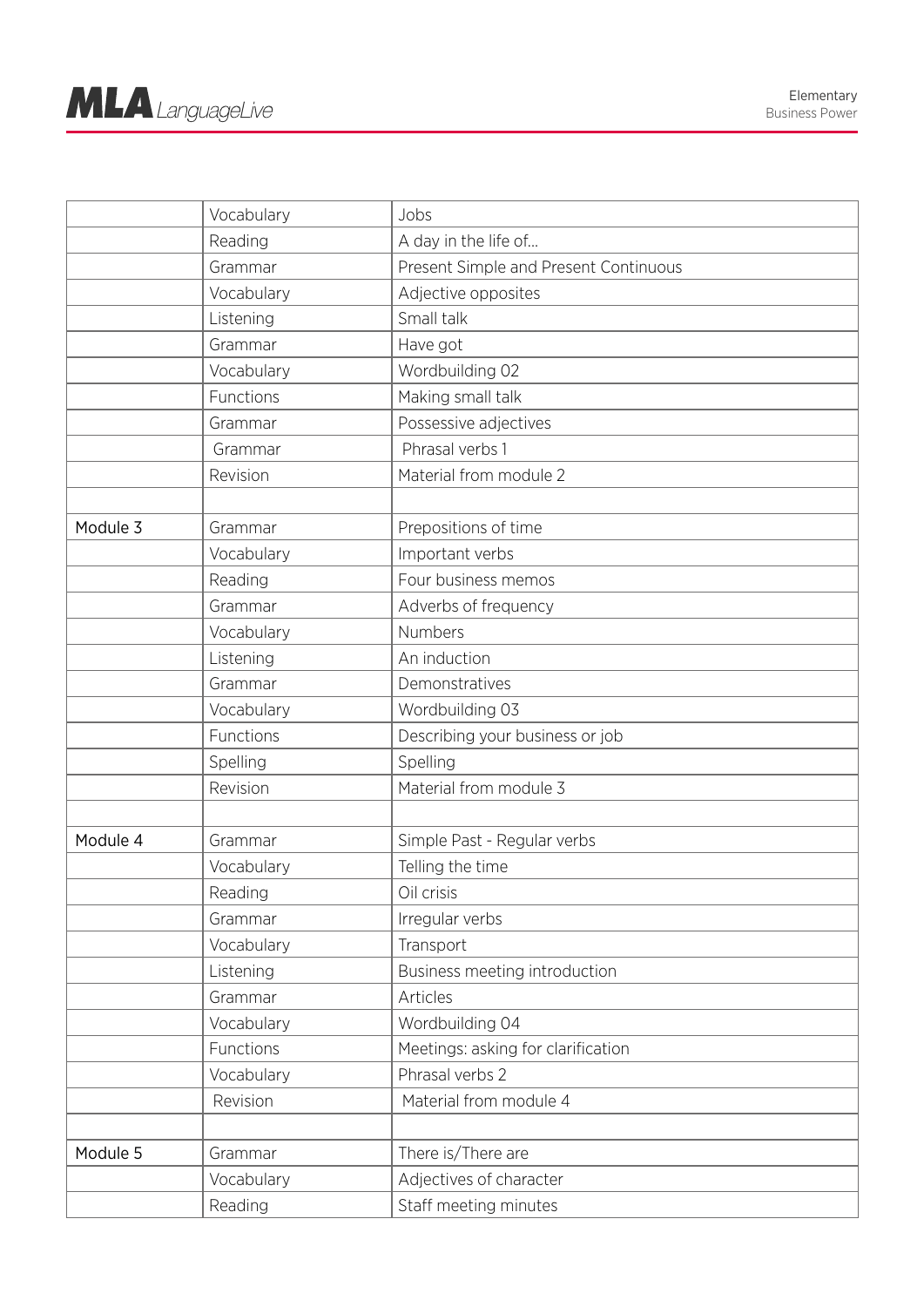| | | |
|---|---|---|
| | Vocabulary | Jobs |
| | Reading | A day in the life of... |
| | Grammar | Present Simple and Present Continuous |
| | Vocabulary | Adjective opposites |
| | Listening | Small talk |
| | Grammar | Have got |
| | Vocabulary | Wordbuilding 02 |
| | Functions | Making small talk |
| | Grammar | Possessive adjectives |
| | Grammar | Phrasal verbs 1 |
| | Revision | Material from module 2 |
| | | |
| Module 3 | Grammar | Prepositions of time |
| | Vocabulary | Important verbs |
| | Reading | Four business memos |
| | Grammar | Adverbs of frequency |
| | Vocabulary | Numbers |
| | Listening | An induction |
| | Grammar | Demonstratives |
| | Vocabulary | Wordbuilding 03 |
| | Functions | Describing your business or job |
| | Spelling | Spelling |
| | Revision | Material from module 3 |
| | | |
| Module 4 | Grammar | Simple Past - Regular verbs |
| | Vocabulary | Telling the time |
| | Reading | Oil crisis |
| | Grammar | Irregular verbs |
| | Vocabulary | Transport |
| | Listening | Business meeting introduction |
| | Grammar | Articles |
| | Vocabulary | Wordbuilding 04 |
| | Functions | Meetings: asking for clarification |
| | Vocabulary | Phrasal verbs 2 |
| | Revision | Material from module 4 |
| | | |
| Module 5 | Grammar | There is/There are |
| | Vocabulary | Adjectives of character |
| | Reading | Staff meeting minutes |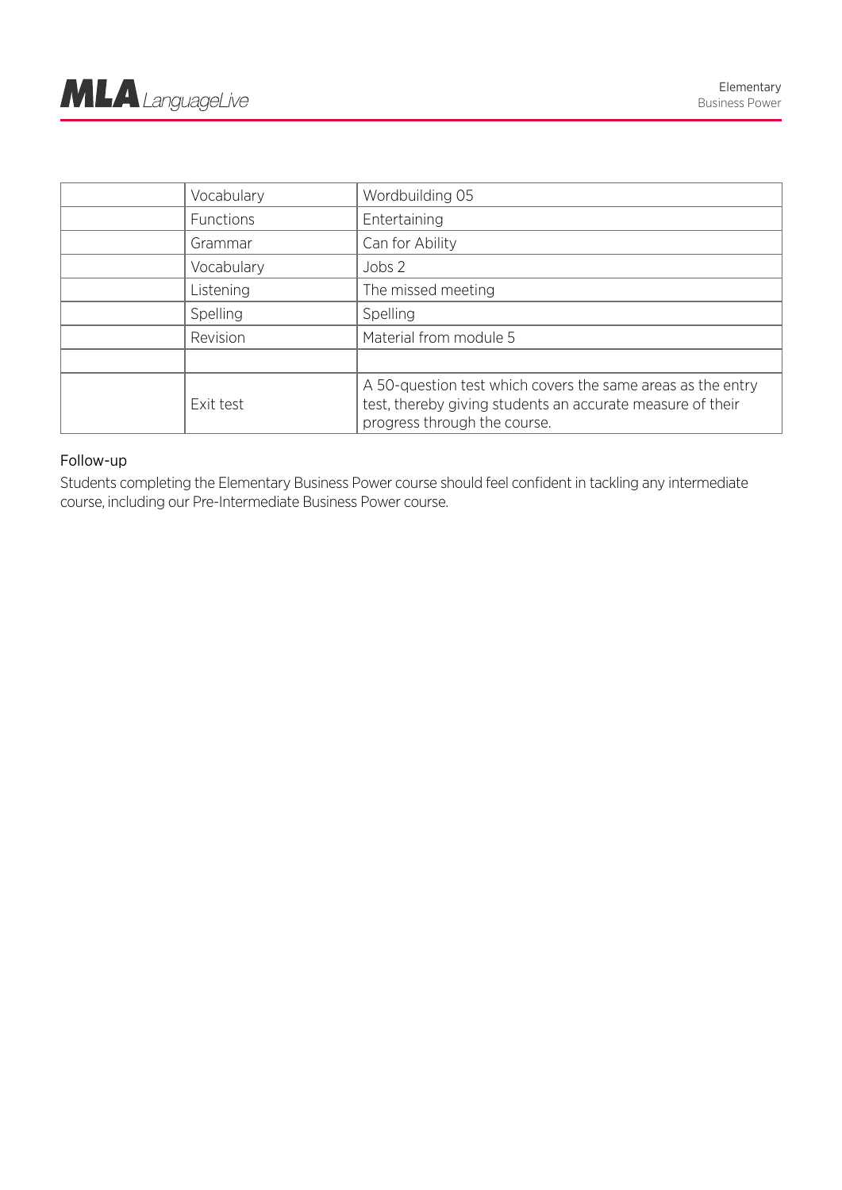| | | |
|---|---|---|
| | Vocabulary | Wordbuilding 05 |
| | Functions | Entertaining |
| | Grammar | Can for Ability |
| | Vocabulary | Jobs 2 |
| | Listening | The missed meeting |
| | Spelling | Spelling |
| | Revision | Material from module 5 |
| | | |
| | Exit test | A 50-question test which covers the same areas as the entry test, thereby giving students an accurate measure of their progress through the course. |

Follow-up

Students completing the Elementary Business Power course should feel confident in tackling any intermediate course, including our Pre-Intermediate Business Power course.